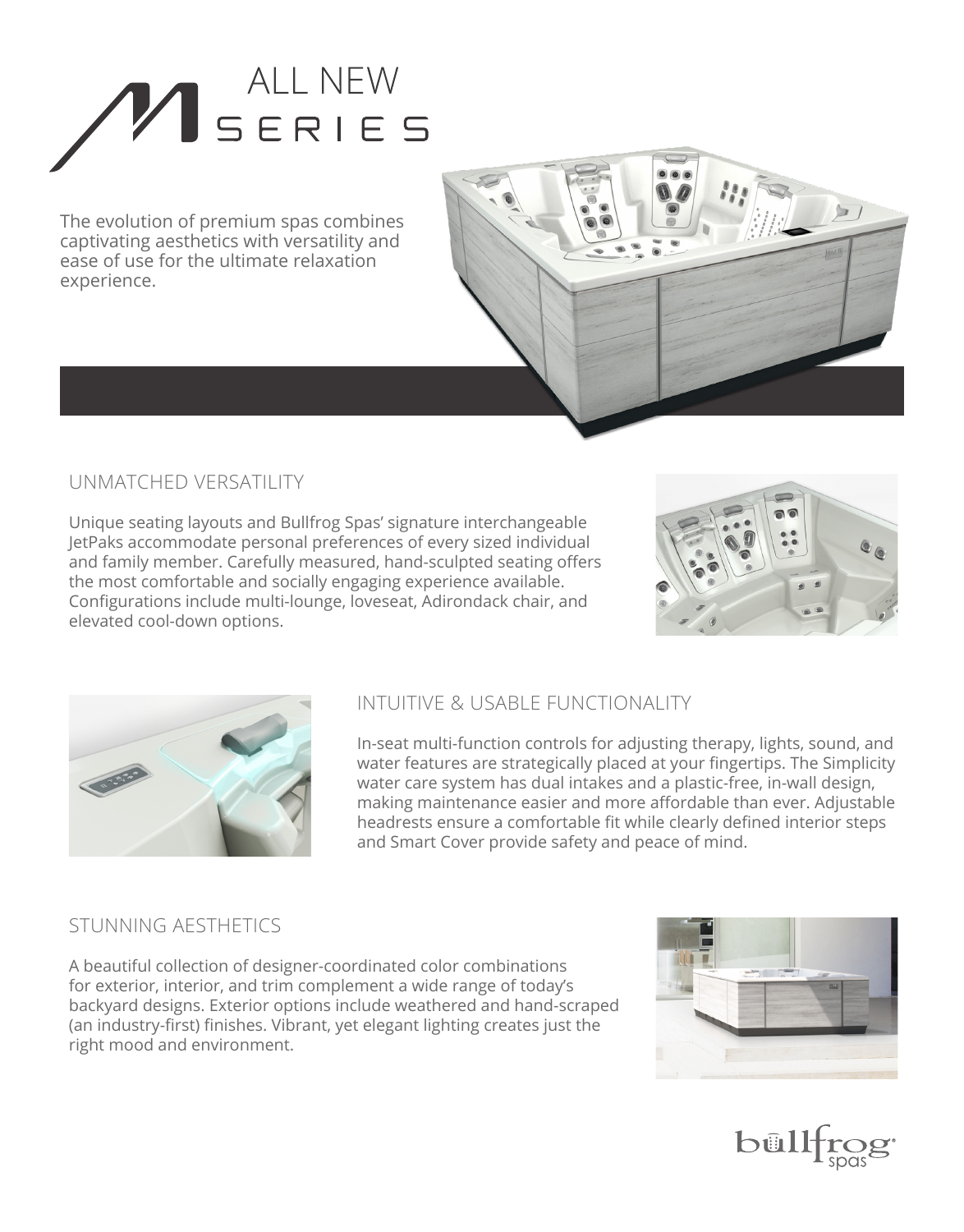# ALL NEW M SERIES

The evolution of premium spas combines captivating aesthetics with versatility and ease of use for the ultimate relaxation experience.

## UNMATCHED VERSATILITY

Unique seating layouts and Bullfrog Spas' signature interchangeable JetPaks accommodate personal preferences of every sized individual and family member. Carefully measured, hand-sculpted seating offers the most comfortable and socially engaging experience available. Configurations include multi-lounge, loveseat, Adirondack chair, and elevated cool-down options.

## INTUITIVE & USABLE FUNCTIONALITY

In-seat multi-function controls for adjusting therapy, lights, sound, and water features are strategically placed at your fingertips. The Simplicity water care system has dual intakes and a plastic-free, in-wall design, making maintenance easier and more affordable than ever. Adjustable headrests ensure a comfortable fit while clearly defined interior steps and Smart Cover provide safety and peace of mind.

## STUNNING AESTHETICS

A beautiful collection of designer-coordinated color combinations for exterior, interior, and trim complement a wide range of today's backyard designs. Exterior options include weathered and hand-scraped (an industry-first) finishes. Vibrant, yet elegant lighting creates just the right mood and environment.

bullfrog spas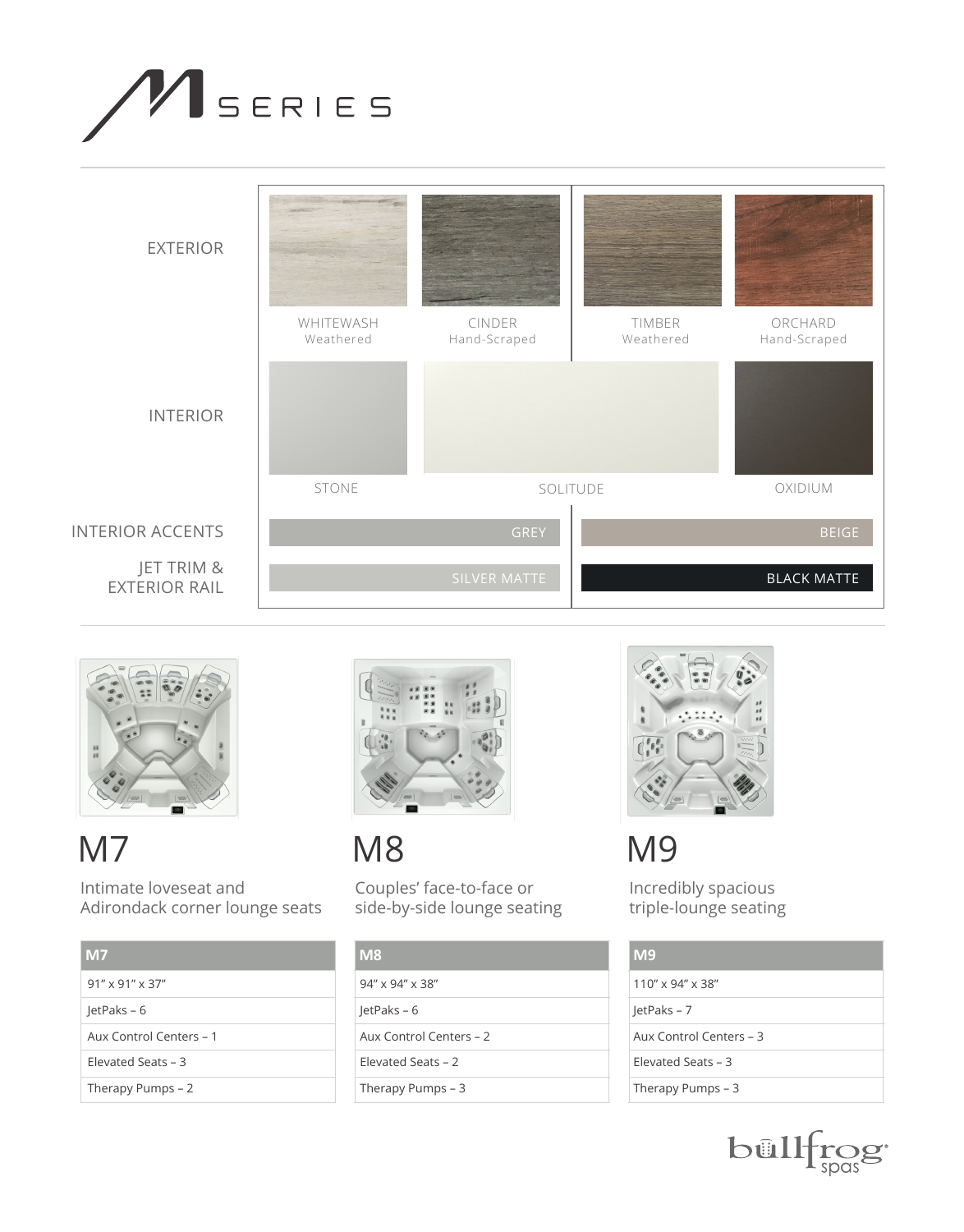# M SERIES

| | | | | |
|---|---|---|---|---|
| EXTERIOR | WHITEWASH Weathered | CINDER Hand-Scraped | TIMBER Weathered | ORCHARD Hand-Scraped |
| INTERIOR | STONE | SOLITUDE | | OXIDIUM |
| INTERIOR ACCENTS | GREY | | BEIGE | |
| JET TRIM & EXTERIOR RAIL | SILVER MATTE | | BLACK MATTE | |

## M7

Intimate loveseat and Adirondack corner lounge seats

| M7 |
|---|
| 91" x 91" x 37" |
| JetPaks – 6 |
| Aux Control Centers – 1 |
| Elevated Seats – 3 |
| Therapy Pumps – 2 |

## M8

Couples' face-to-face or side-by-side lounge seating

| M8 |
|---|
| 94" x 94" x 38" |
| JetPaks – 6 |
| Aux Control Centers – 2 |
| Elevated Seats – 2 |
| Therapy Pumps – 3 |

## M9

Incredibly spacious triple-lounge seating

| M9 |
|---|
| 110" x 94" x 38" |
| JetPaks – 7 |
| Aux Control Centers – 3 |
| Elevated Seats – 3 |
| Therapy Pumps – 3 |

bullfrog spas®